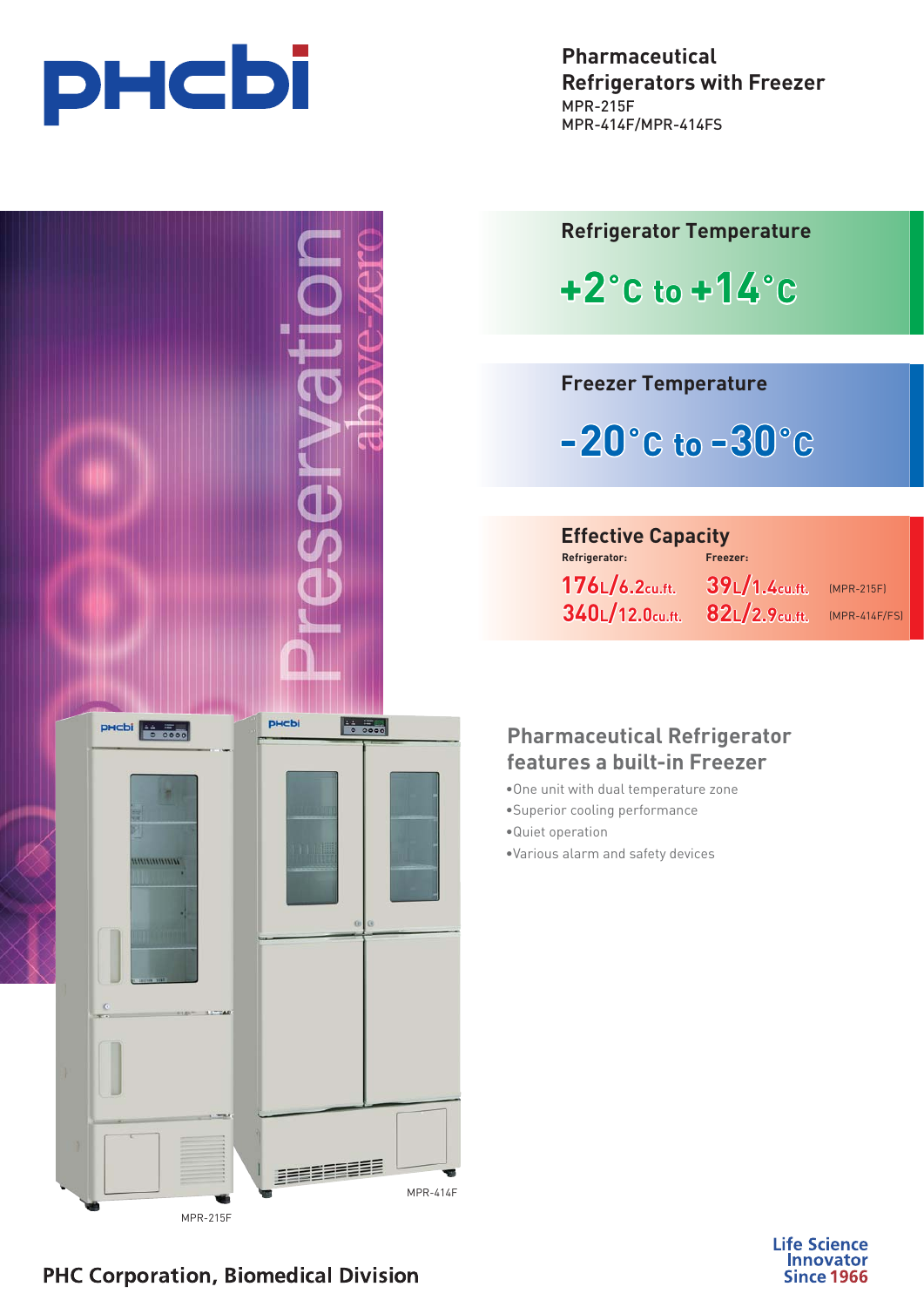phcbi

# Pharmaceutical Refrigerators with Freezer

MPR-215F
MPR-414F/MPR-414FS

Preservation above-zero

## Refrigerator Temperature

**+2°C to +14°C**

## Freezer Temperature

**-20°C to -30°C**

## Effective Capacity

| Refrigerator: | Freezer: | |
|---|---|---|
| 176L/6.2cu.ft. | 39L/1.4cu.ft. | (MPR-215F) |
| 340L/12.0cu.ft. | 82L/2.9cu.ft. | (MPR-414F/FS) |

MPR-215F

MPR-414F

## Pharmaceutical Refrigerator features a built-in Freezer

- One unit with dual temperature zone
- Superior cooling performance
- Quiet operation
- Various alarm and safety devices

PHC Corporation, Biomedical Division

Life Science Innovator Since 1966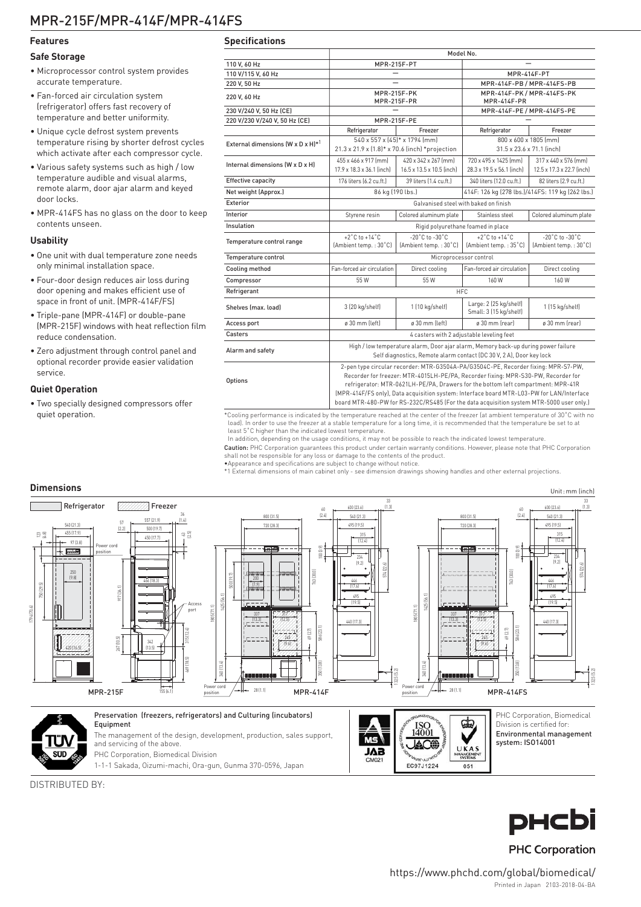# MPR-215F/MPR-414F/MPR-414FS

## Features

### Safe Storage

- Microprocessor control system provides accurate temperature.
- Fan-forced air circulation system (refrigerator) offers fast recovery of temperature and better uniformity.
- Unique cycle defrost system prevents temperature rising by shorter defrost cycles which activate after each compressor cycle.
- Various safety systems such as high / low temperature audible and visual alarms, remote alarm, door ajar alarm and keyed door locks.
- MPR-414FS has no glass on the door to keep contents unseen.

### Usability

- One unit with dual temperature zone needs only minimal installation space.
- Four-door design reduces air loss during door opening and makes efficient use of space in front of unit. (MPR-414F/FS)
- Triple-pane (MPR-414F) or double-pane (MPR-215F) windows with heat reflection film reduce condensation.
- Zero adjustment through control panel and optional recorder provide easier validation service.

### Quiet Operation

- Two specially designed compressors offer quiet operation.

## Specifications

| | Model No. | | | |
|---|---|---|---|---|
| 110 V, 60 Hz | MPR-215F-PT | | — | |
| 110 V/115 V, 60 Hz | — | | MPR-414F-PT | |
| 220 V, 50 Hz | — | | MPR-414F-PB / MPR-414FS-PB | |
| 220 V, 60 Hz | MPR-215F-PK<br>MPR-215F-PR | | MPR-414F-PK / MPR-414FS-PK<br>MPR-414F-PR | |
| 230 V/240 V, 50 Hz (CE) | — | | MPR-414F-PE / MPR-414FS-PE | |
| 220 V/230 V/240 V, 50 Hz (CE) | MPR-215F-PE | | — | |
| | Refrigerator | Freezer | Refrigerator | Freezer |
| External dimensions (W x D x H)*1 | 540 x 557 x (45)* x 1794 (mm)<br>21.3 x 21.9 x (1.8)* x 70.6 (inch) *projection | | 800 x 600 x 1805 (mm)<br>31.5 x 23.6 x 71.1 (inch) | |
| Internal dimensions (W x D x H) | 455 x 466 x 917 (mm)<br>17.9 x 18.3 x 36.1 (inch) | 420 x 342 x 267 (mm)<br>16.5 x 13.5 x 10.5 (inch) | 720 x 495 x 1425 (mm)<br>28.3 x 19.5 x 56.1 (inch) | 317 x 440 x 576 (mm)<br>12.5 x 17.3 x 22.7 (inch) |
| Effective capacity | 176 liters (6.2 cu.ft.) | 39 liters (1.4 cu.ft.) | 340 liters (12.0 cu.ft.) | 82 liters (2.9 cu.ft.) |
| Net weight (Approx.) | 86 kg (190 lbs.) | | 414F: 126 kg (278 lbs.)/414FS: 119 kg (262 lbs.) | |
| Exterior | Galvanised steel with baked on finish | | | |
| Interior | Styrene resin | Colored aluminum plate | Stainless steel | Colored aluminum plate |
| Insulation | Rigid polyurethane foamed in place | | | |
| Temperature control range | +2°C to +14°C<br>(Ambient temp. : 30°C) | -20°C to -30°C<br>(Ambient temp. : 30°C) | +2°C to +14°C<br>(Ambient temp. : 35°C) | -20°C to -30°C<br>(Ambient temp. : 30°C) |
| Temperature control | Microprocessor control | | | |
| Cooling method | Fan-forced air circulation | Direct cooling | Fan-forced air circulation | Direct cooling |
| Compressor | 55 W | 55 W | 160 W | 160 W |
| Refrigerant | HFC | | | |
| Shelves (max. load) | 3 (20 kg/shelf) | 1 (10 kg/shelf) | Large: 2 (25 kg/shelf)<br>Small: 3 (15 kg/shelf) | 1 (15 kg/shelf) |
| Access port | ø 30 mm (left) | ø 30 mm (left) | ø 30 mm (rear) | ø 30 mm (rear) |
| Casters | 4 casters with 2 adjustable leveling feet | | | |
| Alarm and safety | High / low temperature alarm, Door ajar alarm, Memory back-up during power failure<br>Self diagnostics, Remote alarm contact (DC 30 V, 2 A), Door key lock | | | |
| Options | 2-pen type circular recorder: MTR-G3504A-PA/G3504C-PE, Recorder fixing: MPR-S7-PW, Recorder for freezer: MTR-4015LH-PE/PA, Recorder fixing: MPR-S30-PW, Recorder for refrigerator: MTR-0621LH-PE/PA, Drawers for the bottom left compartment: MPR-41R (MPR-414F/FS only), Data acquisition system: Interface board MTR-L03-PW for LAN/Interface board MTR-480-PW for RS-232C/RS485 (For the data acquisition system MTR-5000 user only.) | | | |

*Cooling performance is indicated by the temperature reached at the center of the freezer (at ambient temperature of 30°C with no load). In order to use the freezer at a stable temperature for a long time, it is recommended that the temperature be set to at least 5°C higher than the indicated lowest temperature.
In addition, depending on the usage conditions, it may not be possible to reach the indicated lowest temperature.

**Caution:** PHC Corporation guarantees this product under certain warranty conditions. However, please note that PHC Corporation shall not be responsible for any loss or damage to the contents of the product.

•Appearance and specifications are subject to change without notice.

*1 External dimensions of main cabinet only - see dimension drawings showing handles and other external projections.

## Dimensions

Unit : mm (inch)

Refrigerator
Freezer

MPR-215F
MPR-414F
MPR-414FS

Power cord position
Access port

Preservation (freezers, refrigerators) and Culturing (incubators) Equipment

The management of the design, development, production, sales support, and servicing of the above.

PHC Corporation, Biomedical Division

1-1-1 Sakada, Oizumi-machi, Ora-gun, Gunma 370-0596, Japan

PHC Corporation, Biomedical Division is certified for:
**Environmental management system: ISO14001**

EC97J1224

DISTRIBUTED BY:

PHC Corporation

https://www.phchd.com/global/biomedical/

Printed in Japan 2103-2018-04-BA